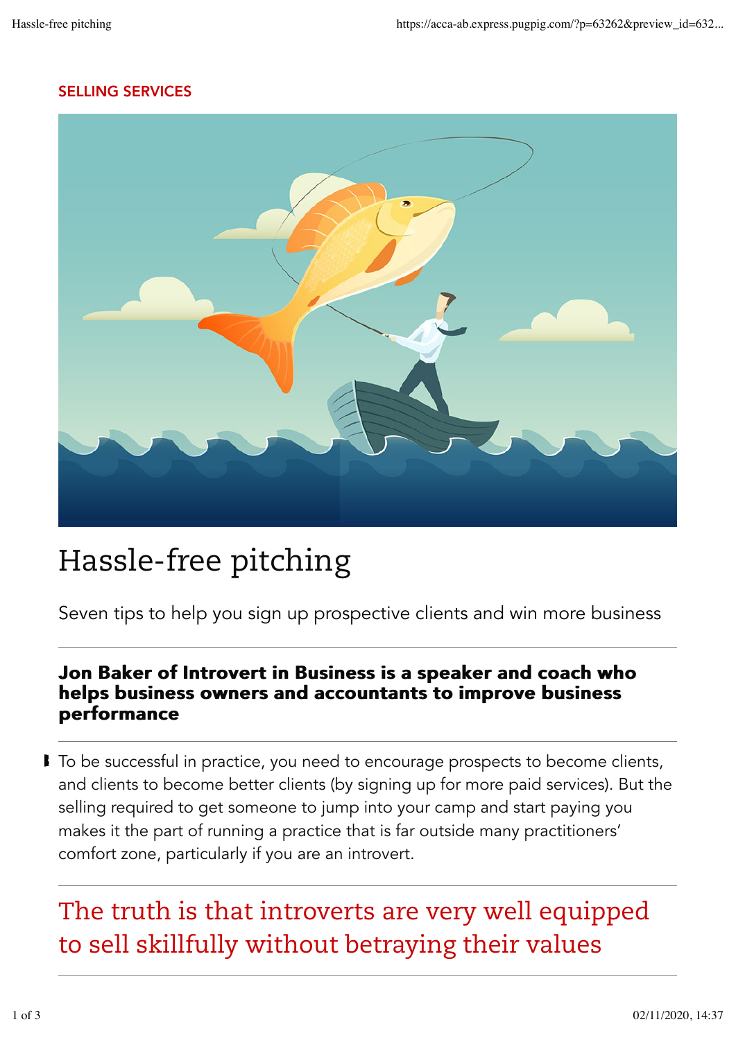SELLING SERVICES

# Hassle-free pitching

Seven tips to help you sign up prospective clients and win more business

**Jon Baker of Introvert in Business is a speaker and coach who helps business owners and accountants to improve business performance**

To be successful in practice, you need to encourage prospects to become clients, and clients to become better clients (by signing up for more paid services). But the selling required to get someone to jump into your camp and start paying you makes it the part of running a practice that is far outside many practitioners' comfort zone, particularly if you are an introvert.

> The truth is that introverts are very well equipped to sell skillfully without betraying their values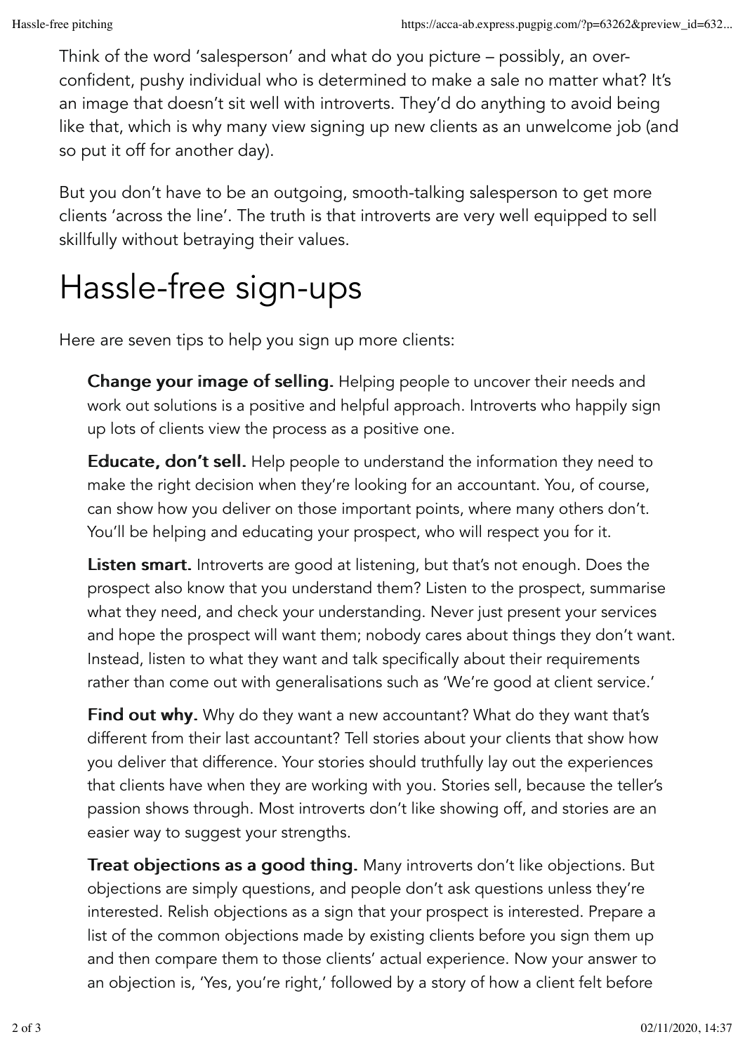Think of the word 'salesperson' and what do you picture – possibly, an over-confident, pushy individual who is determined to make a sale no matter what? It's an image that doesn't sit well with introverts. They'd do anything to avoid being like that, which is why many view signing up new clients as an unwelcome job (and so put it off for another day).

But you don't have to be an outgoing, smooth-talking salesperson to get more clients 'across the line'. The truth is that introverts are very well equipped to sell skillfully without betraying their values.

# Hassle-free sign-ups

Here are seven tips to help you sign up more clients:

**Change your image of selling.** Helping people to uncover their needs and work out solutions is a positive and helpful approach. Introverts who happily sign up lots of clients view the process as a positive one.

**Educate, don't sell.** Help people to understand the information they need to make the right decision when they're looking for an accountant. You, of course, can show how you deliver on those important points, where many others don't. You'll be helping and educating your prospect, who will respect you for it.

**Listen smart.** Introverts are good at listening, but that's not enough. Does the prospect also know that you understand them? Listen to the prospect, summarise what they need, and check your understanding. Never just present your services and hope the prospect will want them; nobody cares about things they don't want. Instead, listen to what they want and talk specifically about their requirements rather than come out with generalisations such as 'We're good at client service.'

**Find out why.** Why do they want a new accountant? What do they want that's different from their last accountant? Tell stories about your clients that show how you deliver that difference. Your stories should truthfully lay out the experiences that clients have when they are working with you. Stories sell, because the teller's passion shows through. Most introverts don't like showing off, and stories are an easier way to suggest your strengths.

**Treat objections as a good thing.** Many introverts don't like objections. But objections are simply questions, and people don't ask questions unless they're interested. Relish objections as a sign that your prospect is interested. Prepare a list of the common objections made by existing clients before you sign them up and then compare them to those clients' actual experience. Now your answer to an objection is, 'Yes, you're right,' followed by a story of how a client felt before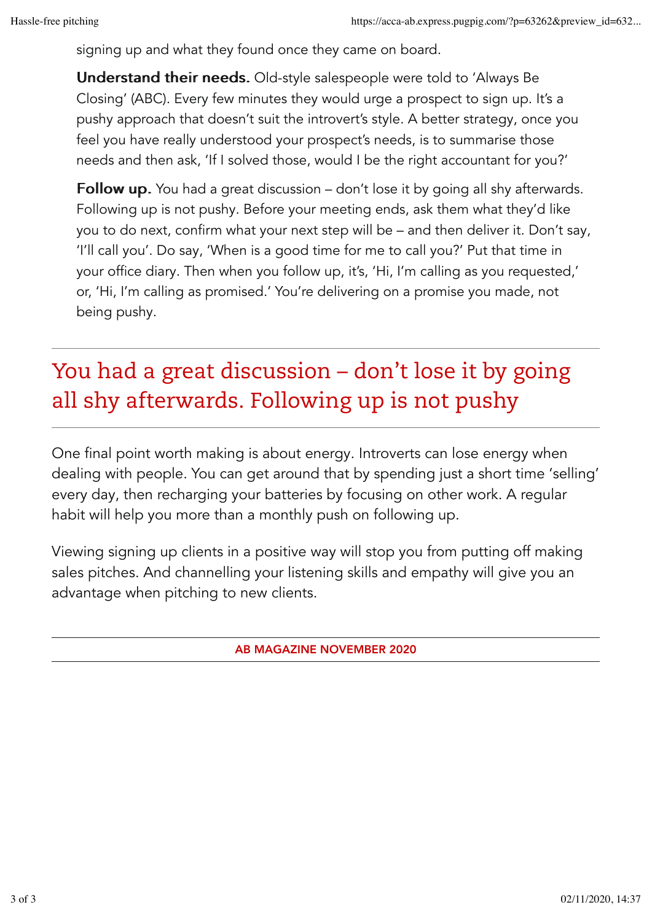signing up and what they found once they came on board.

**Understand their needs.** Old-style salespeople were told to 'Always Be Closing' (ABC). Every few minutes they would urge a prospect to sign up. It's a pushy approach that doesn't suit the introvert's style. A better strategy, once you feel you have really understood your prospect's needs, is to summarise those needs and then ask, 'If I solved those, would I be the right accountant for you?'

**Follow up.** You had a great discussion – don't lose it by going all shy afterwards. Following up is not pushy. Before your meeting ends, ask them what they'd like you to do next, confirm what your next step will be – and then deliver it. Don't say, 'I'll call you'. Do say, 'When is a good time for me to call you?' Put that time in your office diary. Then when you follow up, it's, 'Hi, I'm calling as you requested,' or, 'Hi, I'm calling as promised.' You're delivering on a promise you made, not being pushy.

> You had a great discussion – don't lose it by going all shy afterwards. Following up is not pushy

One final point worth making is about energy. Introverts can lose energy when dealing with people. You can get around that by spending just a short time 'selling' every day, then recharging your batteries by focusing on other work. A regular habit will help you more than a monthly push on following up.

Viewing signing up clients in a positive way will stop you from putting off making sales pitches. And channelling your listening skills and empathy will give you an advantage when pitching to new clients.

AB MAGAZINE NOVEMBER 2020